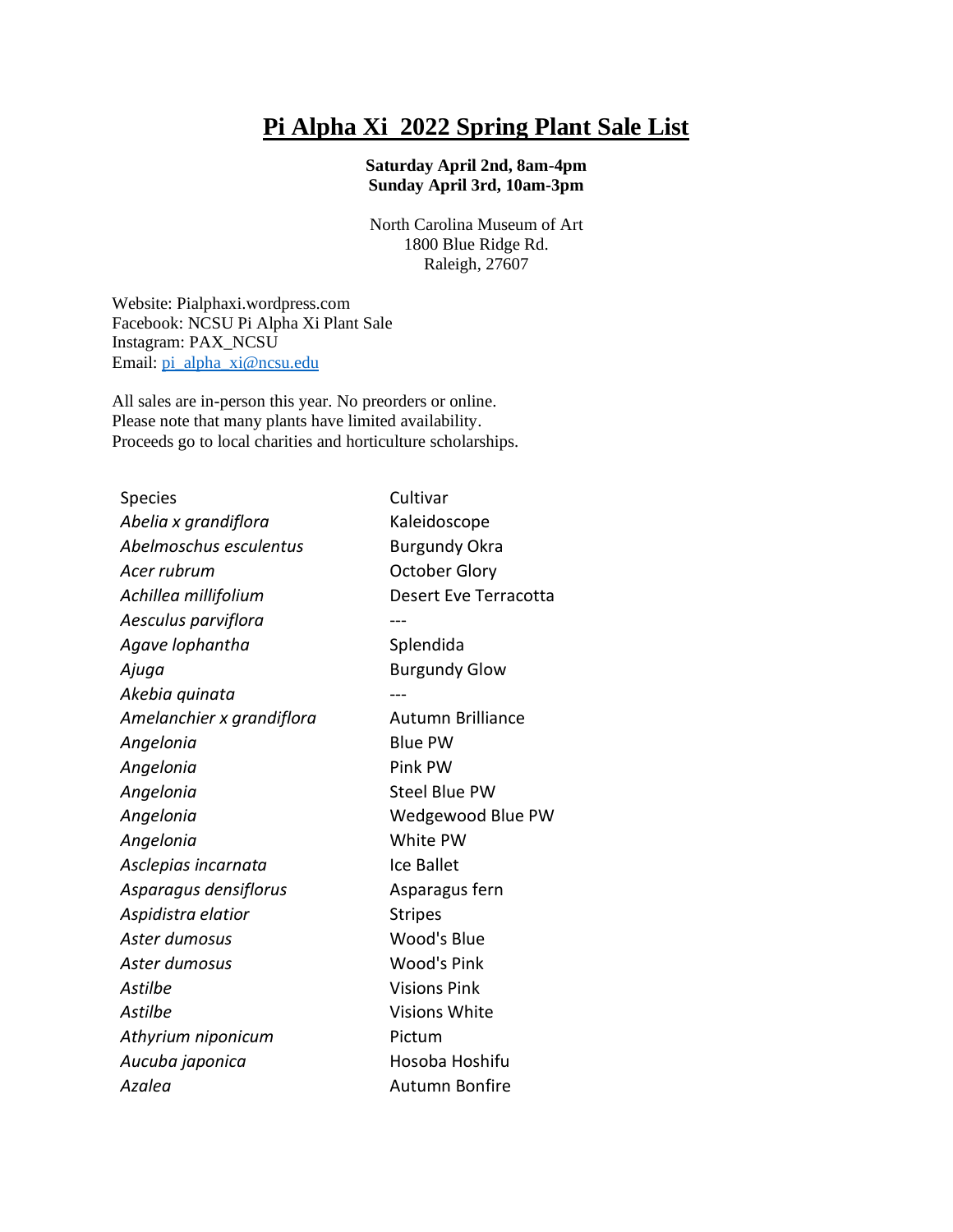# Pi Alpha Xi 2022 Spring Plant Sale List

**Saturday April 2nd, 8am-4pm**
**Sunday April 3rd, 10am-3pm**

North Carolina Museum of Art
1800 Blue Ridge Rd.
Raleigh, 27607

Website: Pialphaxi.wordpress.com
Facebook: NCSU Pi Alpha Xi Plant Sale
Instagram: PAX_NCSU
Email: [pi_alpha_xi@ncsu.edu](mailto:pi_alpha_xi@ncsu.edu)

All sales are in-person this year. No preorders or online.
Please note that many plants have limited availability.
Proceeds go to local charities and horticulture scholarships.

| Species | Cultivar |
| --- | --- |
| *Abelia x grandiflora* | Kaleidoscope |
| *Abelmoschus esculentus* | Burgundy Okra |
| *Acer rubrum* | October Glory |
| *Achillea millifolium* | Desert Eve Terracotta |
| *Aesculus parviflora* | --- |
| *Agave lophantha* | Splendida |
| *Ajuga* | Burgundy Glow |
| *Akebia quinata* | --- |
| *Amelanchier x grandiflora* | Autumn Brilliance |
| *Angelonia* | Blue PW |
| *Angelonia* | Pink PW |
| *Angelonia* | Steel Blue PW |
| *Angelonia* | Wedgewood Blue PW |
| *Angelonia* | White PW |
| *Asclepias incarnata* | Ice Ballet |
| *Asparagus densiflorus* | Asparagus fern |
| *Aspidistra elatior* | Stripes |
| *Aster dumosus* | Wood's Blue |
| *Aster dumosus* | Wood's Pink |
| *Astilbe* | Visions Pink |
| *Astilbe* | Visions White |
| *Athyrium niponicum* | Pictum |
| *Aucuba japonica* | Hosoba Hoshifu |
| *Azalea* | Autumn Bonfire |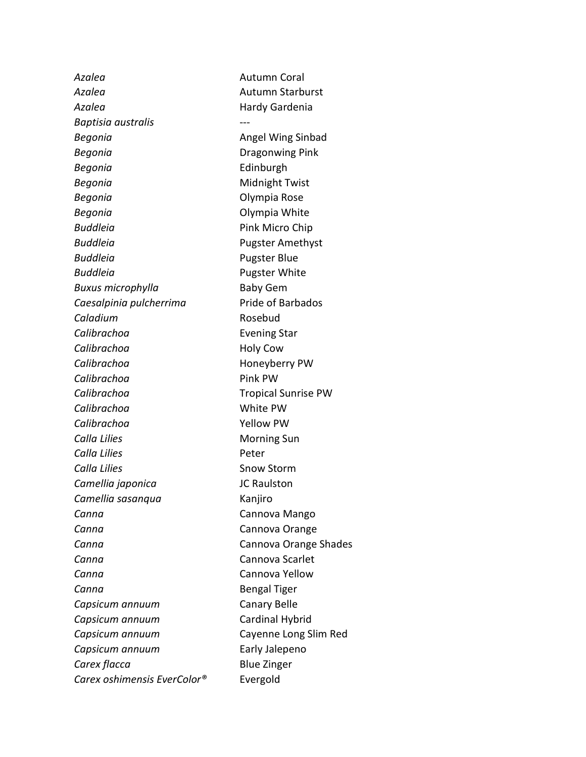| | |
|---|---|
| *Azalea* | Autumn Coral |
| *Azalea* | Autumn Starburst |
| *Azalea* | Hardy Gardenia |
| *Baptisia australis* | --- |
| *Begonia* | Angel Wing Sinbad |
| *Begonia* | Dragonwing Pink |
| *Begonia* | Edinburgh |
| *Begonia* | Midnight Twist |
| *Begonia* | Olympia Rose |
| *Begonia* | Olympia White |
| *Buddleia* | Pink Micro Chip |
| *Buddleia* | Pugster Amethyst |
| *Buddleia* | Pugster Blue |
| *Buddleia* | Pugster White |
| *Buxus microphylla* | Baby Gem |
| *Caesalpinia pulcherrima* | Pride of Barbados |
| *Caladium* | Rosebud |
| *Calibrachoa* | Evening Star |
| *Calibrachoa* | Holy Cow |
| *Calibrachoa* | Honeyberry PW |
| *Calibrachoa* | Pink PW |
| *Calibrachoa* | Tropical Sunrise PW |
| *Calibrachoa* | White PW |
| *Calibrachoa* | Yellow PW |
| *Calla Lilies* | Morning Sun |
| *Calla Lilies* | Peter |
| *Calla Lilies* | Snow Storm |
| *Camellia japonica* | JC Raulston |
| *Camellia sasanqua* | Kanjiro |
| *Canna* | Cannova Mango |
| *Canna* | Cannova Orange |
| *Canna* | Cannova Orange Shades |
| *Canna* | Cannova Scarlet |
| *Canna* | Cannova Yellow |
| *Canna* | Bengal Tiger |
| *Capsicum annuum* | Canary Belle |
| *Capsicum annuum* | Cardinal Hybrid |
| *Capsicum annuum* | Cayenne Long Slim Red |
| *Capsicum annuum* | Early Jalepeno |
| *Carex flacca* | Blue Zinger |
| *Carex oshimensis EverColor®* | Evergold |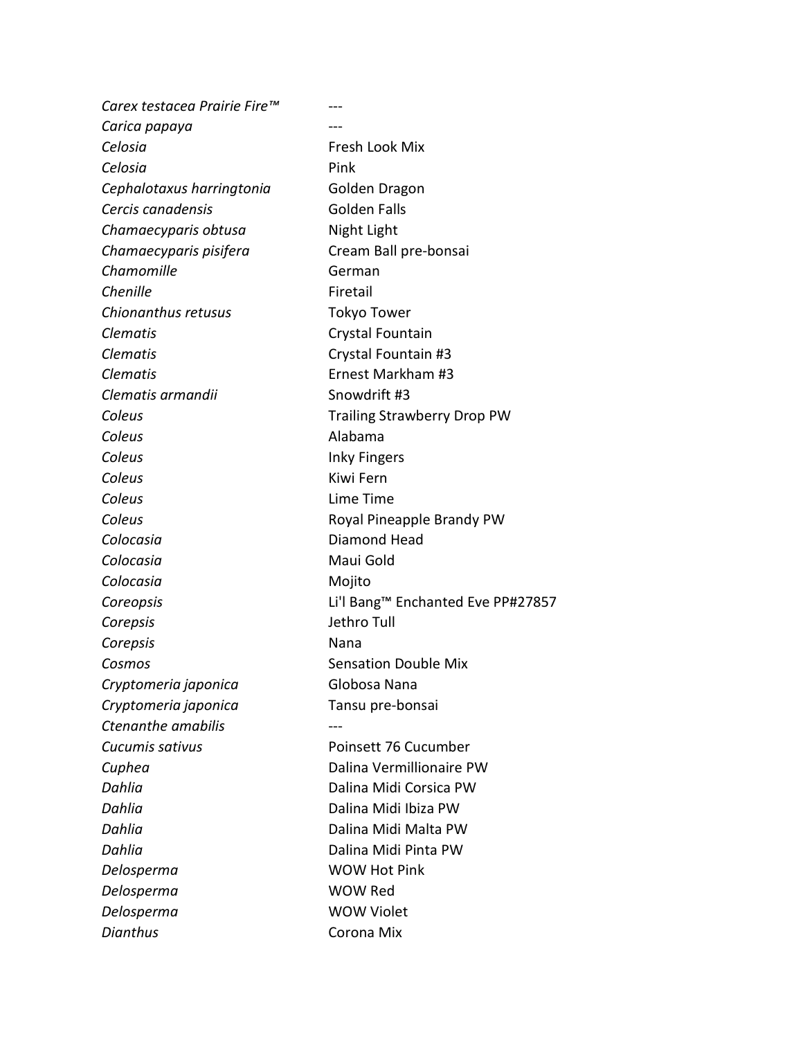| | |
|---|---|
| *Carex testacea Prairie Fire™* | --- |
| *Carica papaya* | --- |
| *Celosia* | Fresh Look Mix |
| *Celosia* | Pink |
| *Cephalotaxus harringtonia* | Golden Dragon |
| *Cercis canadensis* | Golden Falls |
| *Chamaecyparis obtusa* | Night Light |
| *Chamaecyparis pisifera* | Cream Ball pre-bonsai |
| *Chamomille* | German |
| *Chenille* | Firetail |
| *Chionanthus retusus* | Tokyo Tower |
| *Clematis* | Crystal Fountain |
| *Clematis* | Crystal Fountain #3 |
| *Clematis* | Ernest Markham #3 |
| *Clematis armandii* | Snowdrift #3 |
| *Coleus* | Trailing Strawberry Drop PW |
| *Coleus* | Alabama |
| *Coleus* | Inky Fingers |
| *Coleus* | Kiwi Fern |
| *Coleus* | Lime Time |
| *Coleus* | Royal Pineapple Brandy PW |
| *Colocasia* | Diamond Head |
| *Colocasia* | Maui Gold |
| *Colocasia* | Mojito |
| *Coreopsis* | Li'l Bang™ Enchanted Eve PP#27857 |
| *Corepsis* | Jethro Tull |
| *Corepsis* | Nana |
| *Cosmos* | Sensation Double Mix |
| *Cryptomeria japonica* | Globosa Nana |
| *Cryptomeria japonica* | Tansu pre-bonsai |
| *Ctenanthe amabilis* | --- |
| *Cucumis sativus* | Poinsett 76 Cucumber |
| *Cuphea* | Dalina Vermillionaire PW |
| *Dahlia* | Dalina Midi Corsica PW |
| *Dahlia* | Dalina Midi Ibiza PW |
| *Dahlia* | Dalina Midi Malta PW |
| *Dahlia* | Dalina Midi Pinta PW |
| *Delosperma* | WOW Hot Pink |
| *Delosperma* | WOW Red |
| *Delosperma* | WOW Violet |
| *Dianthus* | Corona Mix |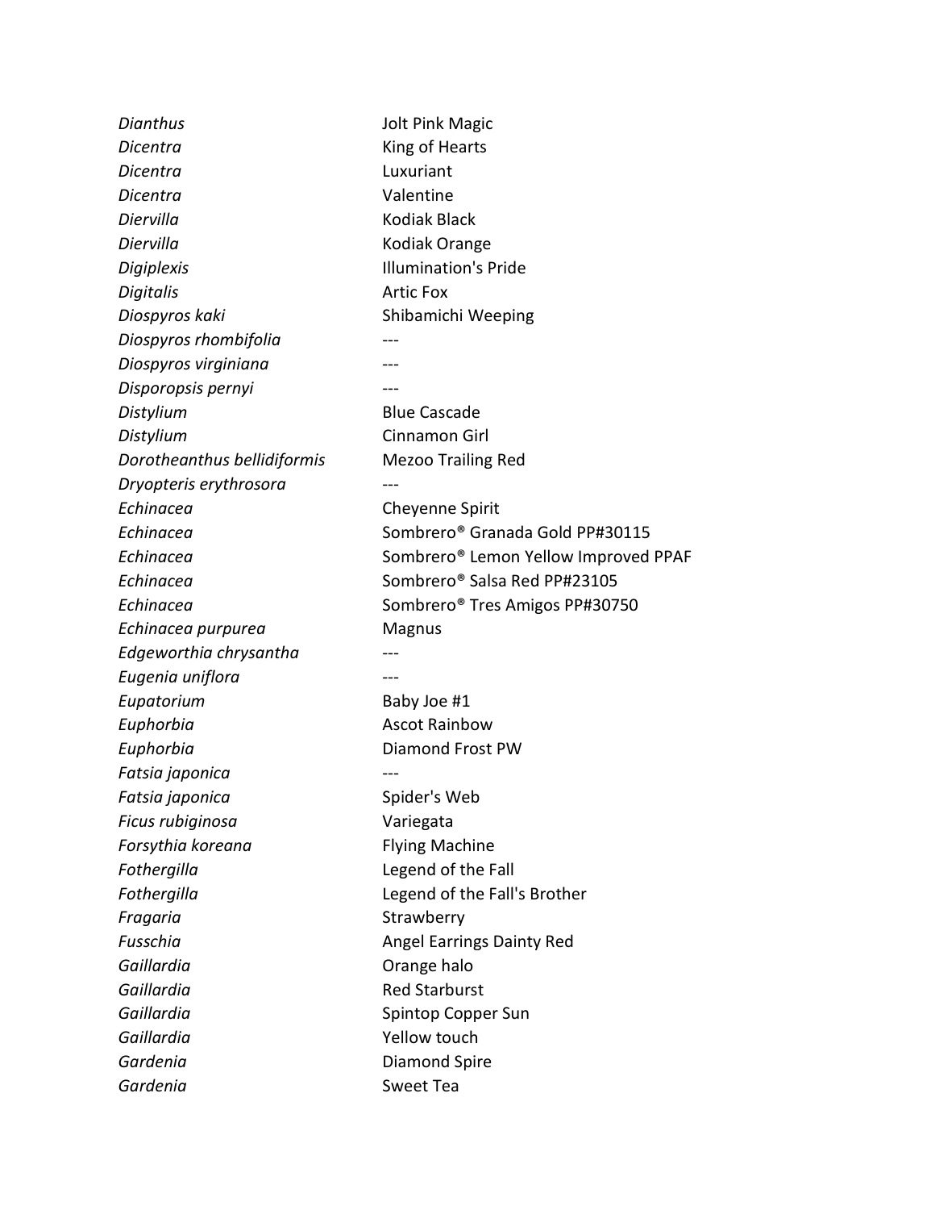| | |
|---|---|
| *Dianthus* | Jolt Pink Magic |
| *Dicentra* | King of Hearts |
| *Dicentra* | Luxuriant |
| *Dicentra* | Valentine |
| *Diervilla* | Kodiak Black |
| *Diervilla* | Kodiak Orange |
| *Digiplexis* | Illumination's Pride |
| *Digitalis* | Artic Fox |
| *Diospyros kaki* | Shibamichi Weeping |
| *Diospyros rhombifolia* | --- |
| *Diospyros virginiana* | --- |
| *Disporopsis pernyi* | --- |
| *Distylium* | Blue Cascade |
| *Distylium* | Cinnamon Girl |
| *Dorotheanthus bellidiformis* | Mezoo Trailing Red |
| *Dryopteris erythrosora* | --- |
| *Echinacea* | Cheyenne Spirit |
| *Echinacea* | Sombrero® Granada Gold PP#30115 |
| *Echinacea* | Sombrero® Lemon Yellow Improved PPAF |
| *Echinacea* | Sombrero® Salsa Red PP#23105 |
| *Echinacea* | Sombrero® Tres Amigos PP#30750 |
| *Echinacea purpurea* | Magnus |
| *Edgeworthia chrysantha* | --- |
| *Eugenia uniflora* | --- |
| *Eupatorium* | Baby Joe #1 |
| *Euphorbia* | Ascot Rainbow |
| *Euphorbia* | Diamond Frost PW |
| *Fatsia japonica* | --- |
| *Fatsia japonica* | Spider's Web |
| *Ficus rubiginosa* | Variegata |
| *Forsythia koreana* | Flying Machine |
| *Fothergilla* | Legend of the Fall |
| *Fothergilla* | Legend of the Fall's Brother |
| *Fragaria* | Strawberry |
| *Fusschia* | Angel Earrings Dainty Red |
| *Gaillardia* | Orange halo |
| *Gaillardia* | Red Starburst |
| *Gaillardia* | Spintop Copper Sun |
| *Gaillardia* | Yellow touch |
| *Gardenia* | Diamond Spire |
| *Gardenia* | Sweet Tea |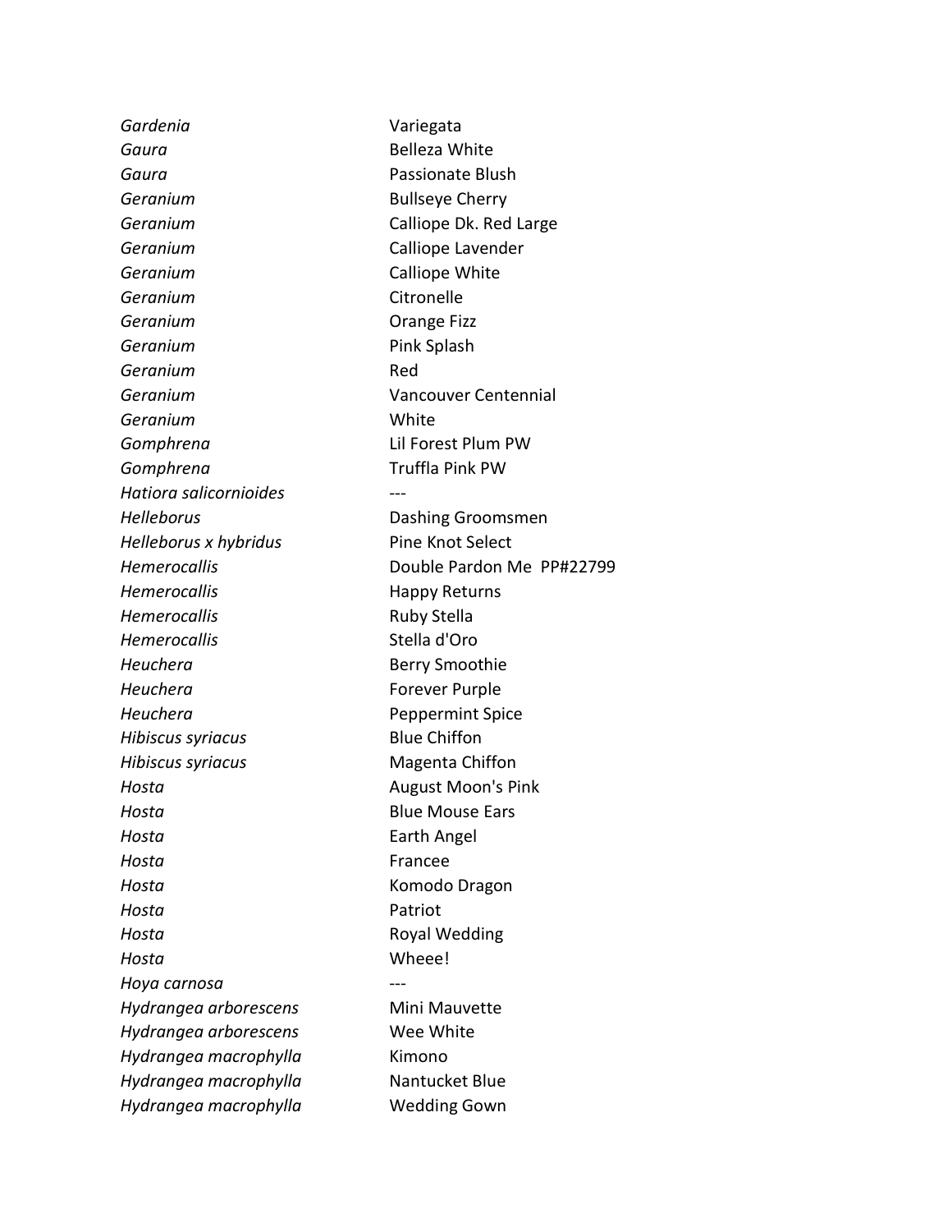| | |
|---|---|
| *Gardenia* | Variegata |
| *Gaura* | Belleza White |
| *Gaura* | Passionate Blush |
| *Geranium* | Bullseye Cherry |
| *Geranium* | Calliope Dk. Red Large |
| *Geranium* | Calliope Lavender |
| *Geranium* | Calliope White |
| *Geranium* | Citronelle |
| *Geranium* | Orange Fizz |
| *Geranium* | Pink Splash |
| *Geranium* | Red |
| *Geranium* | Vancouver Centennial |
| *Geranium* | White |
| *Gomphrena* | Lil Forest Plum PW |
| *Gomphrena* | Truffla Pink PW |
| *Hatiora salicornioides* | --- |
| *Helleborus* | Dashing Groomsmen |
| *Helleborus x hybridus* | Pine Knot Select |
| *Hemerocallis* | Double Pardon Me PP#22799 |
| *Hemerocallis* | Happy Returns |
| *Hemerocallis* | Ruby Stella |
| *Hemerocallis* | Stella d'Oro |
| *Heuchera* | Berry Smoothie |
| *Heuchera* | Forever Purple |
| *Heuchera* | Peppermint Spice |
| *Hibiscus syriacus* | Blue Chiffon |
| *Hibiscus syriacus* | Magenta Chiffon |
| *Hosta* | August Moon's Pink |
| *Hosta* | Blue Mouse Ears |
| *Hosta* | Earth Angel |
| *Hosta* | Francee |
| *Hosta* | Komodo Dragon |
| *Hosta* | Patriot |
| *Hosta* | Royal Wedding |
| *Hosta* | Wheee! |
| *Hoya carnosa* | --- |
| *Hydrangea arborescens* | Mini Mauvette |
| *Hydrangea arborescens* | Wee White |
| *Hydrangea macrophylla* | Kimono |
| *Hydrangea macrophylla* | Nantucket Blue |
| *Hydrangea macrophylla* | Wedding Gown |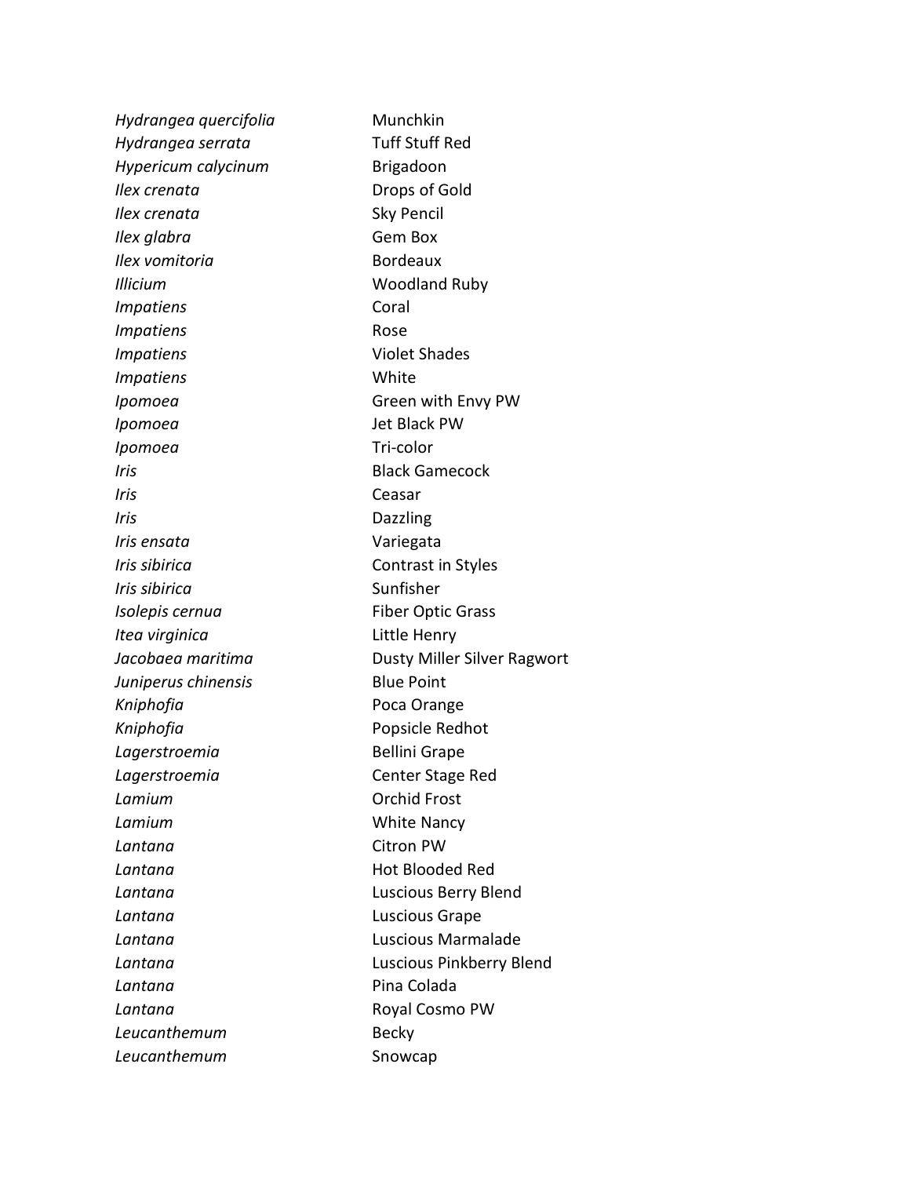| | |
|---|---|
| *Hydrangea quercifolia* | Munchkin |
| *Hydrangea serrata* | Tuff Stuff Red |
| *Hypericum calycinum* | Brigadoon |
| *Ilex crenata* | Drops of Gold |
| *Ilex crenata* | Sky Pencil |
| *Ilex glabra* | Gem Box |
| *Ilex vomitoria* | Bordeaux |
| *Illicium* | Woodland Ruby |
| *Impatiens* | Coral |
| *Impatiens* | Rose |
| *Impatiens* | Violet Shades |
| *Impatiens* | White |
| *Ipomoea* | Green with Envy PW |
| *Ipomoea* | Jet Black PW |
| *Ipomoea* | Tri-color |
| *Iris* | Black Gamecock |
| *Iris* | Ceasar |
| *Iris* | Dazzling |
| *Iris ensata* | Variegata |
| *Iris sibirica* | Contrast in Styles |
| *Iris sibirica* | Sunfisher |
| *Isolepis cernua* | Fiber Optic Grass |
| *Itea virginica* | Little Henry |
| *Jacobaea maritima* | Dusty Miller Silver Ragwort |
| *Juniperus chinensis* | Blue Point |
| *Kniphofia* | Poca Orange |
| *Kniphofia* | Popsicle Redhot |
| *Lagerstroemia* | Bellini Grape |
| *Lagerstroemia* | Center Stage Red |
| *Lamium* | Orchid Frost |
| *Lamium* | White Nancy |
| *Lantana* | Citron PW |
| *Lantana* | Hot Blooded Red |
| *Lantana* | Luscious Berry Blend |
| *Lantana* | Luscious Grape |
| *Lantana* | Luscious Marmalade |
| *Lantana* | Luscious Pinkberry Blend |
| *Lantana* | Pina Colada |
| *Lantana* | Royal Cosmo PW |
| *Leucanthemum* | Becky |
| *Leucanthemum* | Snowcap |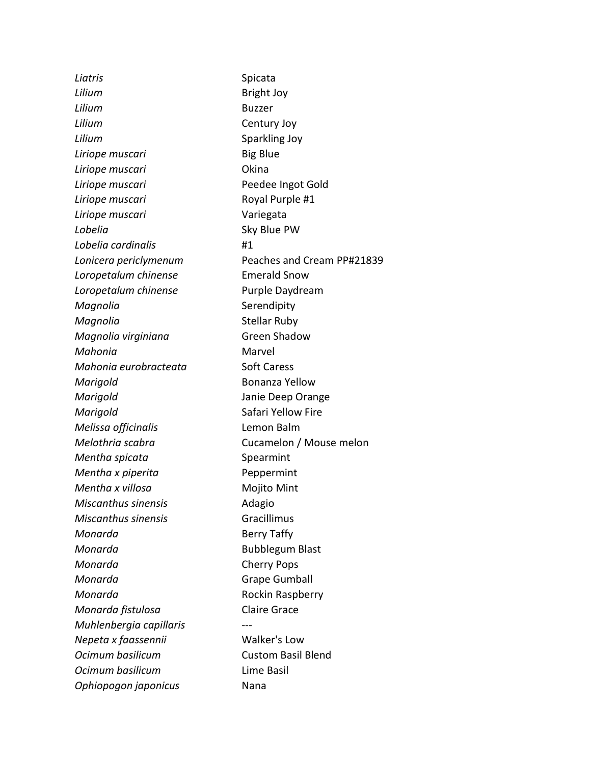| | |
|---|---|
| *Liatris* | Spicata |
| *Lilium* | Bright Joy |
| *Lilium* | Buzzer |
| *Lilium* | Century Joy |
| *Lilium* | Sparkling Joy |
| *Liriope muscari* | Big Blue |
| *Liriope muscari* | Okina |
| *Liriope muscari* | Peedee Ingot Gold |
| *Liriope muscari* | Royal Purple #1 |
| *Liriope muscari* | Variegata |
| *Lobelia* | Sky Blue PW |
| *Lobelia cardinalis* | #1 |
| *Lonicera periclymenum* | Peaches and Cream PP#21839 |
| *Loropetalum chinense* | Emerald Snow |
| *Loropetalum chinense* | Purple Daydream |
| *Magnolia* | Serendipity |
| *Magnolia* | Stellar Ruby |
| *Magnolia virginiana* | Green Shadow |
| *Mahonia* | Marvel |
| *Mahonia eurobracteata* | Soft Caress |
| *Marigold* | Bonanza Yellow |
| *Marigold* | Janie Deep Orange |
| *Marigold* | Safari Yellow Fire |
| *Melissa officinalis* | Lemon Balm |
| *Melothria scabra* | Cucamelon / Mouse melon |
| *Mentha spicata* | Spearmint |
| *Mentha x piperita* | Peppermint |
| *Mentha x villosa* | Mojito Mint |
| *Miscanthus sinensis* | Adagio |
| *Miscanthus sinensis* | Gracillimus |
| *Monarda* | Berry Taffy |
| *Monarda* | Bubblegum Blast |
| *Monarda* | Cherry Pops |
| *Monarda* | Grape Gumball |
| *Monarda* | Rockin Raspberry |
| *Monarda fistulosa* | Claire Grace |
| *Muhlenbergia capillaris* | --- |
| *Nepeta x faassennii* | Walker's Low |
| *Ocimum basilicum* | Custom Basil Blend |
| *Ocimum basilicum* | Lime Basil |
| *Ophiopogon japonicus* | Nana |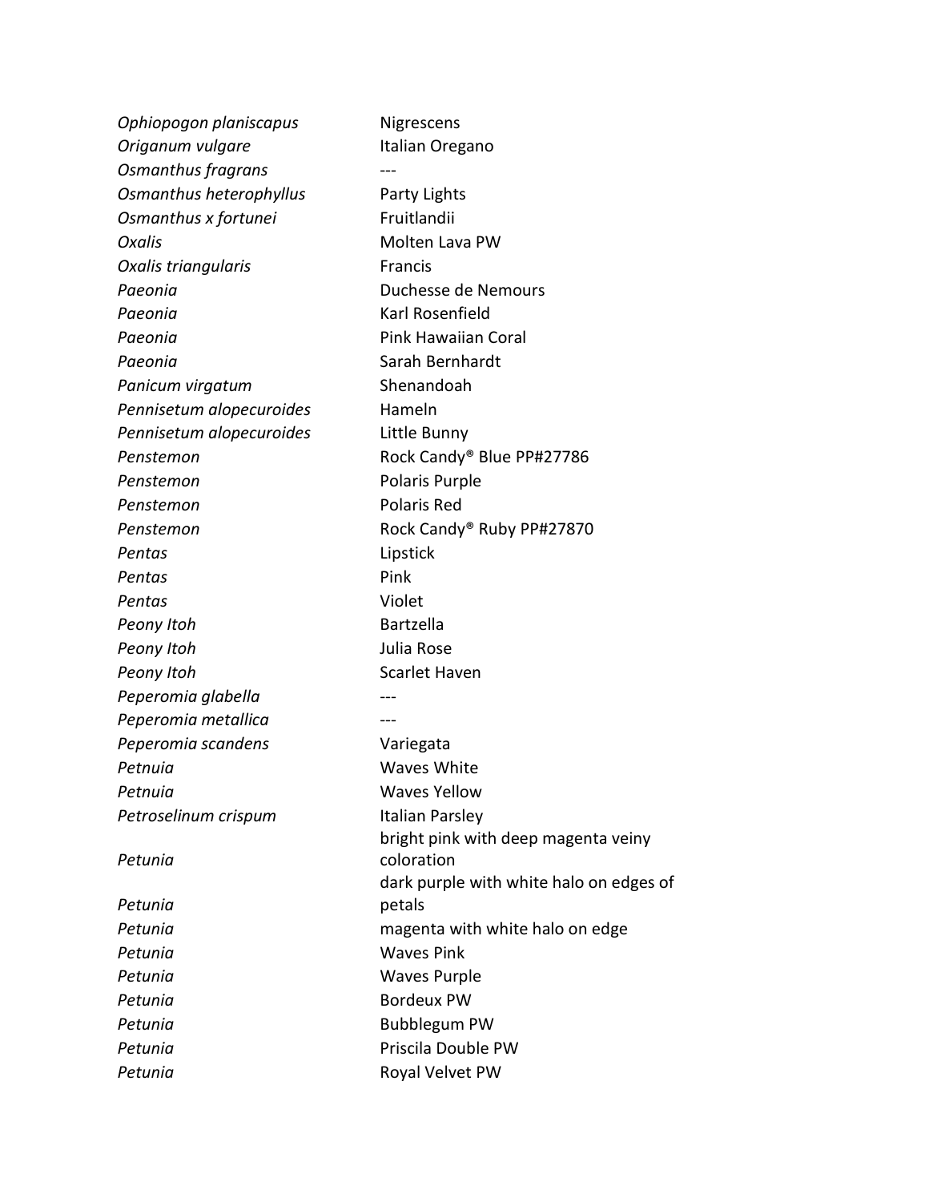| | |
|---|---|
| *Ophiopogon planiscapus* | Nigrescens |
| *Origanum vulgare* | Italian Oregano |
| *Osmanthus fragrans* | --- |
| *Osmanthus heterophyllus* | Party Lights |
| *Osmanthus x fortunei* | Fruitlandii |
| *Oxalis* | Molten Lava PW |
| *Oxalis triangularis* | Francis |
| *Paeonia* | Duchesse de Nemours |
| *Paeonia* | Karl Rosenfield |
| *Paeonia* | Pink Hawaiian Coral |
| *Paeonia* | Sarah Bernhardt |
| *Panicum virgatum* | Shenandoah |
| *Pennisetum alopecuroides* | Hameln |
| *Pennisetum alopecuroides* | Little Bunny |
| *Penstemon* | Rock Candy® Blue PP#27786 |
| *Penstemon* | Polaris Purple |
| *Penstemon* | Polaris Red |
| *Penstemon* | Rock Candy® Ruby PP#27870 |
| *Pentas* | Lipstick |
| *Pentas* | Pink |
| *Pentas* | Violet |
| *Peony Itoh* | Bartzella |
| *Peony Itoh* | Julia Rose |
| *Peony Itoh* | Scarlet Haven |
| *Peperomia glabella* | --- |
| *Peperomia metallica* | --- |
| *Peperomia scandens* | Variegata |
| *Petnuia* | Waves White |
| *Petnuia* | Waves Yellow |
| *Petroselinum crispum* | Italian Parsley |
| *Petunia* | bright pink with deep magenta veiny coloration |
| *Petunia* | dark purple with white halo on edges of petals |
| *Petunia* | magenta with white halo on edge |
| *Petunia* | Waves Pink |
| *Petunia* | Waves Purple |
| *Petunia* | Bordeux PW |
| *Petunia* | Bubblegum PW |
| *Petunia* | Priscila Double PW |
| *Petunia* | Royal Velvet PW |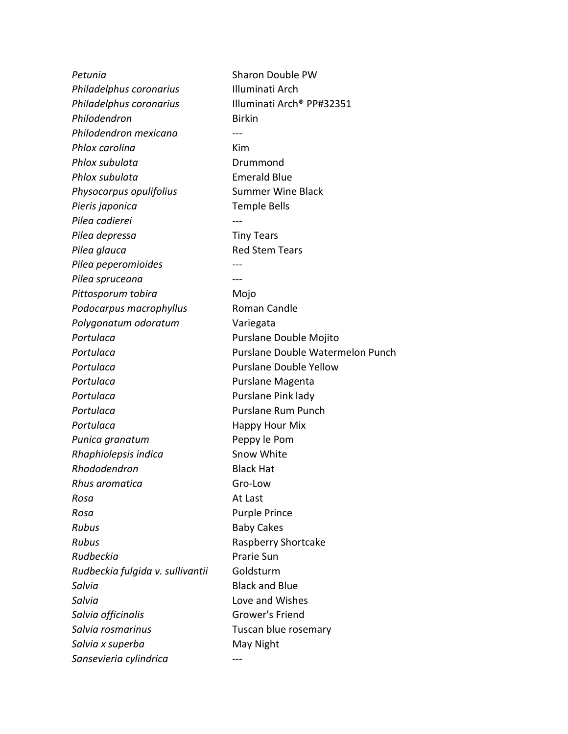| | |
|---|---|
| *Petunia* | Sharon Double PW |
| *Philadelphus coronarius* | Illuminati Arch |
| *Philadelphus coronarius* | Illuminati Arch® PP#32351 |
| *Philodendron* | Birkin |
| *Philodendron mexicana* | --- |
| *Phlox carolina* | Kim |
| *Phlox subulata* | Drummond |
| *Phlox subulata* | Emerald Blue |
| *Physocarpus opulifolius* | Summer Wine Black |
| *Pieris japonica* | Temple Bells |
| *Pilea cadierei* | --- |
| *Pilea depressa* | Tiny Tears |
| *Pilea glauca* | Red Stem Tears |
| *Pilea peperomioides* | --- |
| *Pilea spruceana* | --- |
| *Pittosporum tobira* | Mojo |
| *Podocarpus macrophyllus* | Roman Candle |
| *Polygonatum odoratum* | Variegata |
| *Portulaca* | Purslane Double Mojito |
| *Portulaca* | Purslane Double Watermelon Punch |
| *Portulaca* | Purslane Double Yellow |
| *Portulaca* | Purslane Magenta |
| *Portulaca* | Purslane Pink lady |
| *Portulaca* | Purslane Rum Punch |
| *Portulaca* | Happy Hour Mix |
| *Punica granatum* | Peppy le Pom |
| *Rhaphiolepsis indica* | Snow White |
| *Rhododendron* | Black Hat |
| *Rhus aromatica* | Gro-Low |
| *Rosa* | At Last |
| *Rosa* | Purple Prince |
| *Rubus* | Baby Cakes |
| *Rubus* | Raspberry Shortcake |
| *Rudbeckia* | Prarie Sun |
| *Rudbeckia fulgida v. sullivantii* | Goldsturm |
| *Salvia* | Black and Blue |
| *Salvia* | Love and Wishes |
| *Salvia officinalis* | Grower's Friend |
| *Salvia rosmarinus* | Tuscan blue rosemary |
| *Salvia x superba* | May Night |
| *Sansevieria cylindrica* | --- |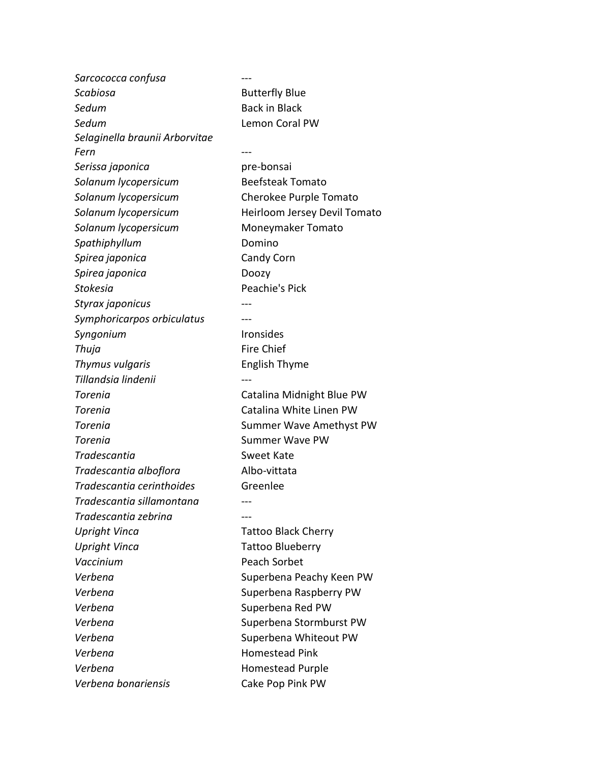| | |
|---|---|
| *Sarcococca confusa* | --- |
| *Scabiosa* | Butterfly Blue |
| *Sedum* | Back in Black |
| *Sedum* | Lemon Coral PW |
| *Selaginella braunii Arborvitae Fern* | --- |
| *Serissa japonica* | pre-bonsai |
| *Solanum lycopersicum* | Beefsteak Tomato |
| *Solanum lycopersicum* | Cherokee Purple Tomato |
| *Solanum lycopersicum* | Heirloom Jersey Devil Tomato |
| *Solanum lycopersicum* | Moneymaker Tomato |
| *Spathiphyllum* | Domino |
| *Spirea japonica* | Candy Corn |
| *Spirea japonica* | Doozy |
| *Stokesia* | Peachie's Pick |
| *Styrax japonicus* | --- |
| *Symphoricarpos orbiculatus* | --- |
| *Syngonium* | Ironsides |
| *Thuja* | Fire Chief |
| *Thymus vulgaris* | English Thyme |
| *Tillandsia lindenii* | --- |
| *Torenia* | Catalina Midnight Blue PW |
| *Torenia* | Catalina White Linen PW |
| *Torenia* | Summer Wave Amethyst PW |
| *Torenia* | Summer Wave PW |
| *Tradescantia* | Sweet Kate |
| *Tradescantia alboflora* | Albo-vittata |
| *Tradescantia cerinthoides* | Greenlee |
| *Tradescantia sillamontana* | --- |
| *Tradescantia zebrina* | --- |
| *Upright Vinca* | Tattoo Black Cherry |
| *Upright Vinca* | Tattoo Blueberry |
| *Vaccinium* | Peach Sorbet |
| *Verbena* | Superbena Peachy Keen PW |
| *Verbena* | Superbena Raspberry PW |
| *Verbena* | Superbena Red PW |
| *Verbena* | Superbena Stormburst PW |
| *Verbena* | Superbena Whiteout PW |
| *Verbena* | Homestead Pink |
| *Verbena* | Homestead Purple |
| *Verbena bonariensis* | Cake Pop Pink PW |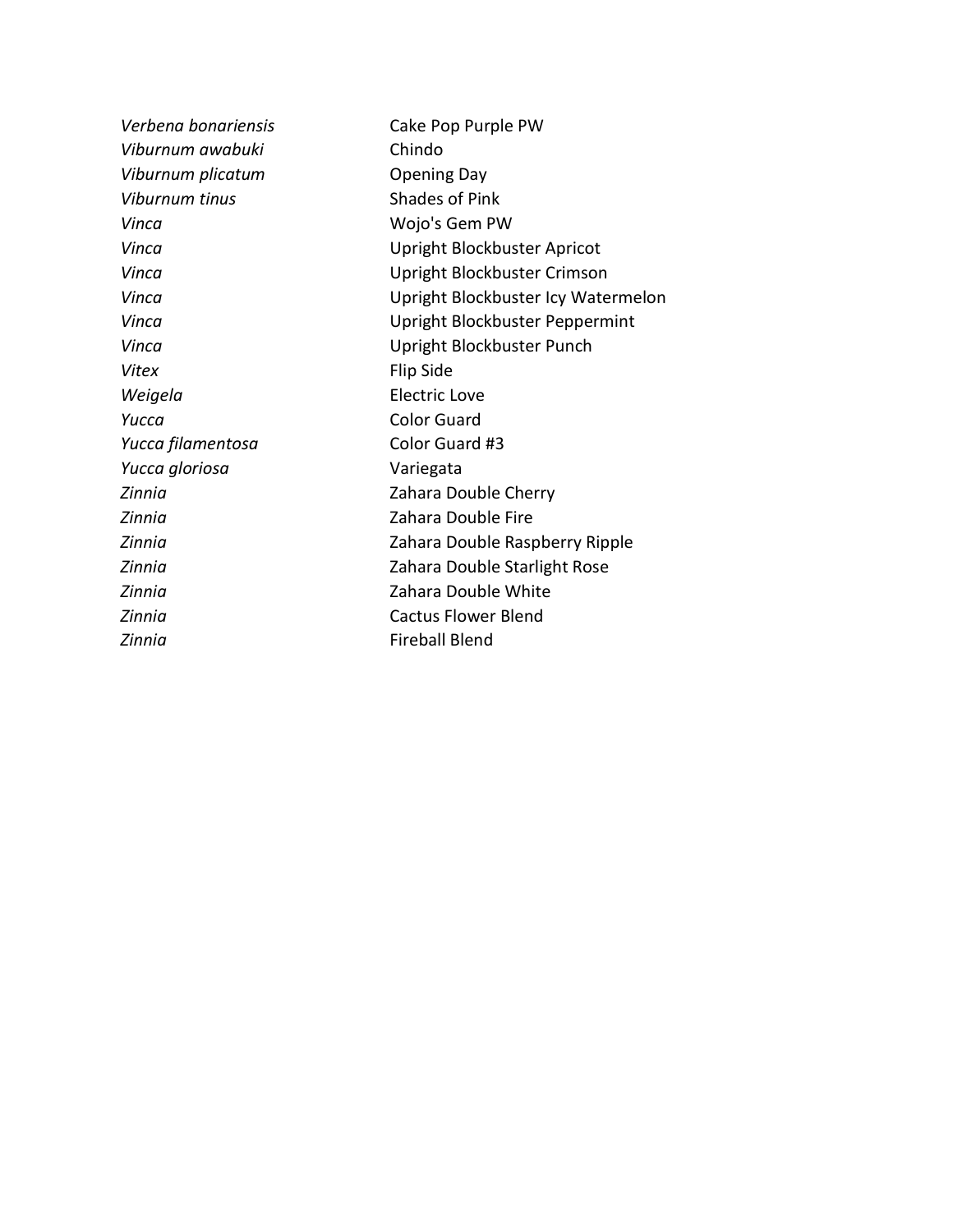| | |
|---|---|
| *Verbena bonariensis* | Cake Pop Purple PW |
| *Viburnum awabuki* | Chindo |
| *Viburnum plicatum* | Opening Day |
| *Viburnum tinus* | Shades of Pink |
| *Vinca* | Wojo's Gem PW |
| *Vinca* | Upright Blockbuster Apricot |
| *Vinca* | Upright Blockbuster Crimson |
| *Vinca* | Upright Blockbuster Icy Watermelon |
| *Vinca* | Upright Blockbuster Peppermint |
| *Vinca* | Upright Blockbuster Punch |
| *Vitex* | Flip Side |
| *Weigela* | Electric Love |
| *Yucca* | Color Guard |
| *Yucca filamentosa* | Color Guard #3 |
| *Yucca gloriosa* | Variegata |
| *Zinnia* | Zahara Double Cherry |
| *Zinnia* | Zahara Double Fire |
| *Zinnia* | Zahara Double Raspberry Ripple |
| *Zinnia* | Zahara Double Starlight Rose |
| *Zinnia* | Zahara Double White |
| *Zinnia* | Cactus Flower Blend |
| *Zinnia* | Fireball Blend |